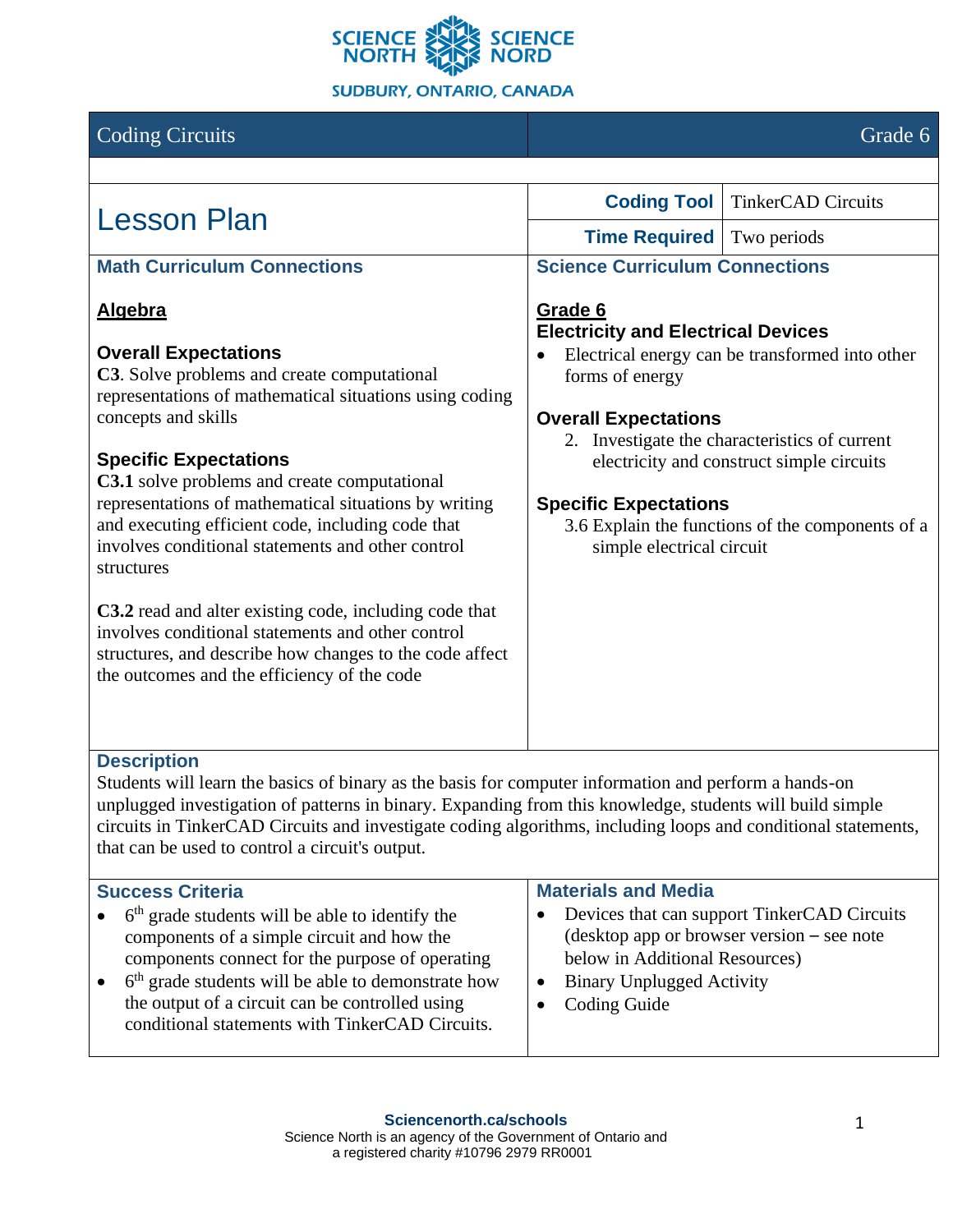SCIENCE NORTH SCIENCE NORD
SUDBURY, ONTARIO, CANADA

| Coding Circuits | Grade 6 |
|---|---|

# Lesson Plan

| **Coding Tool** | TinkerCAD Circuits |
|---|---|
| **Time Required** | Two periods |

## Math Curriculum Connections

**Algebra**

### Overall Expectations

**C3**. Solve problems and create computational representations of mathematical situations using coding concepts and skills

### Specific Expectations

**C3.1** solve problems and create computational representations of mathematical situations by writing and executing efficient code, including code that involves conditional statements and other control structures

**C3.2** read and alter existing code, including code that involves conditional statements and other control structures, and describe how changes to the code affect the outcomes and the efficiency of the code

## Science Curriculum Connections

**Grade 6**

**Electricity and Electrical Devices**

- Electrical energy can be transformed into other forms of energy

### Overall Expectations

2. Investigate the characteristics of current electricity and construct simple circuits

### Specific Expectations

3.6 Explain the functions of the components of a simple electrical circuit

## Description

Students will learn the basics of binary as the basis for computer information and perform a hands-on unplugged investigation of patterns in binary. Expanding from this knowledge, students will build simple circuits in TinkerCAD Circuits and investigate coding algorithms, including loops and conditional statements, that can be used to control a circuit's output.

## Success Criteria

- 6th grade students will be able to identify the components of a simple circuit and how the components connect for the purpose of operating
- 6th grade students will be able to demonstrate how the output of a circuit can be controlled using conditional statements with TinkerCAD Circuits.

## Materials and Media

- Devices that can support TinkerCAD Circuits (desktop app or browser version – see note below in Additional Resources)
- Binary Unplugged Activity
- Coding Guide

**Sciencenorth.ca/schools**
Science North is an agency of the Government of Ontario and a registered charity #10796 2979 RR0001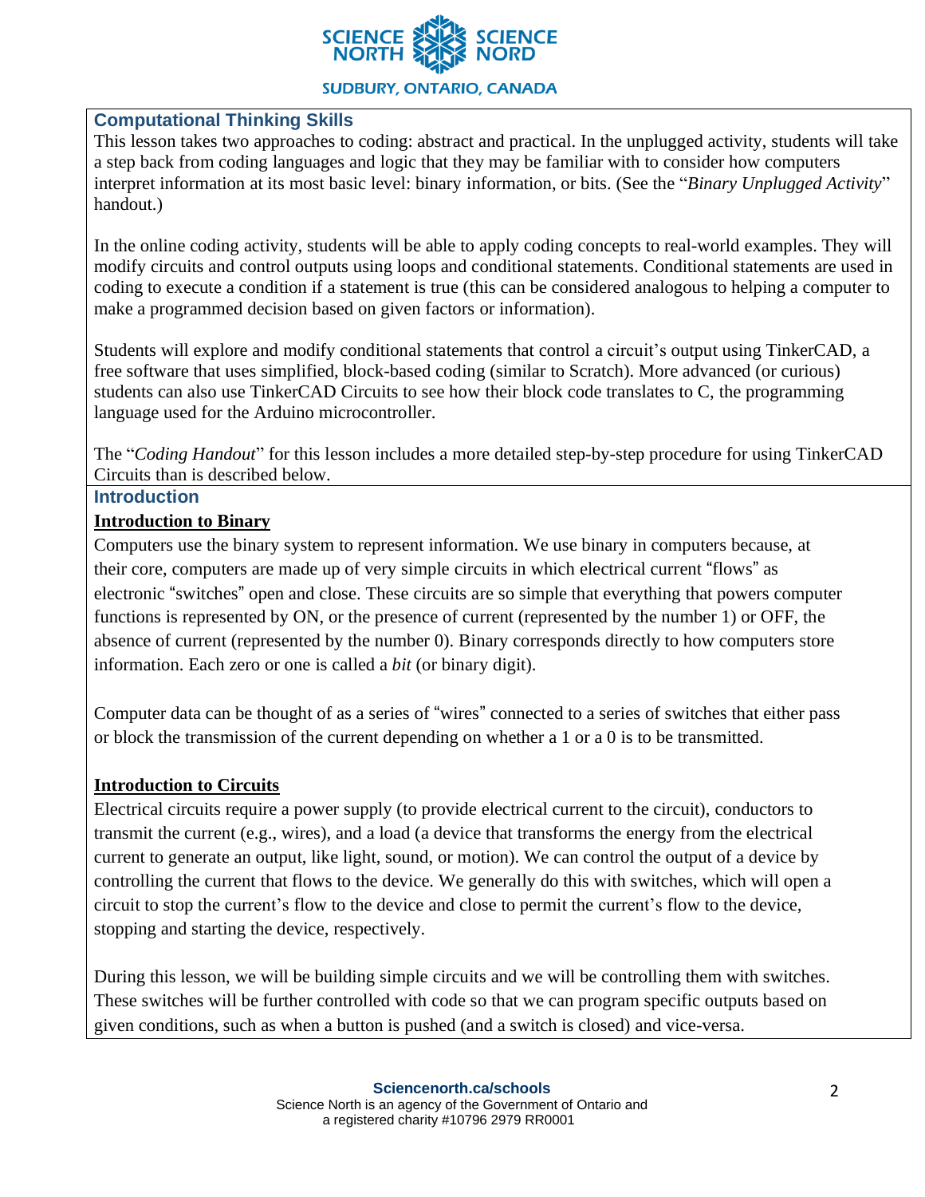## Computational Thinking Skills

This lesson takes two approaches to coding: abstract and practical. In the unplugged activity, students will take a step back from coding languages and logic that they may be familiar with to consider how computers interpret information at its most basic level: binary information, or bits. (See the "*Binary Unplugged Activity*" handout.)

In the online coding activity, students will be able to apply coding concepts to real-world examples. They will modify circuits and control outputs using loops and conditional statements. Conditional statements are used in coding to execute a condition if a statement is true (this can be considered analogous to helping a computer to make a programmed decision based on given factors or information).

Students will explore and modify conditional statements that control a circuit's output using TinkerCAD, a free software that uses simplified, block-based coding (similar to Scratch). More advanced (or curious) students can also use TinkerCAD Circuits to see how their block code translates to C, the programming language used for the Arduino microcontroller.

The "*Coding Handout*" for this lesson includes a more detailed step-by-step procedure for using TinkerCAD Circuits than is described below.

## Introduction

### Introduction to Binary

Computers use the binary system to represent information. We use binary in computers because, at their core, computers are made up of very simple circuits in which electrical current "flows" as electronic "switches" open and close. These circuits are so simple that everything that powers computer functions is represented by ON, or the presence of current (represented by the number 1) or OFF, the absence of current (represented by the number 0). Binary corresponds directly to how computers store information. Each zero or one is called a *bit* (or binary digit).

Computer data can be thought of as a series of "wires" connected to a series of switches that either pass or block the transmission of the current depending on whether a 1 or a 0 is to be transmitted.

### Introduction to Circuits

Electrical circuits require a power supply (to provide electrical current to the circuit), conductors to transmit the current (e.g., wires), and a load (a device that transforms the energy from the electrical current to generate an output, like light, sound, or motion). We can control the output of a device by controlling the current that flows to the device. We generally do this with switches, which will open a circuit to stop the current's flow to the device and close to permit the current's flow to the device, stopping and starting the device, respectively.

During this lesson, we will be building simple circuits and we will be controlling them with switches. These switches will be further controlled with code so that we can program specific outputs based on given conditions, such as when a button is pushed (and a switch is closed) and vice-versa.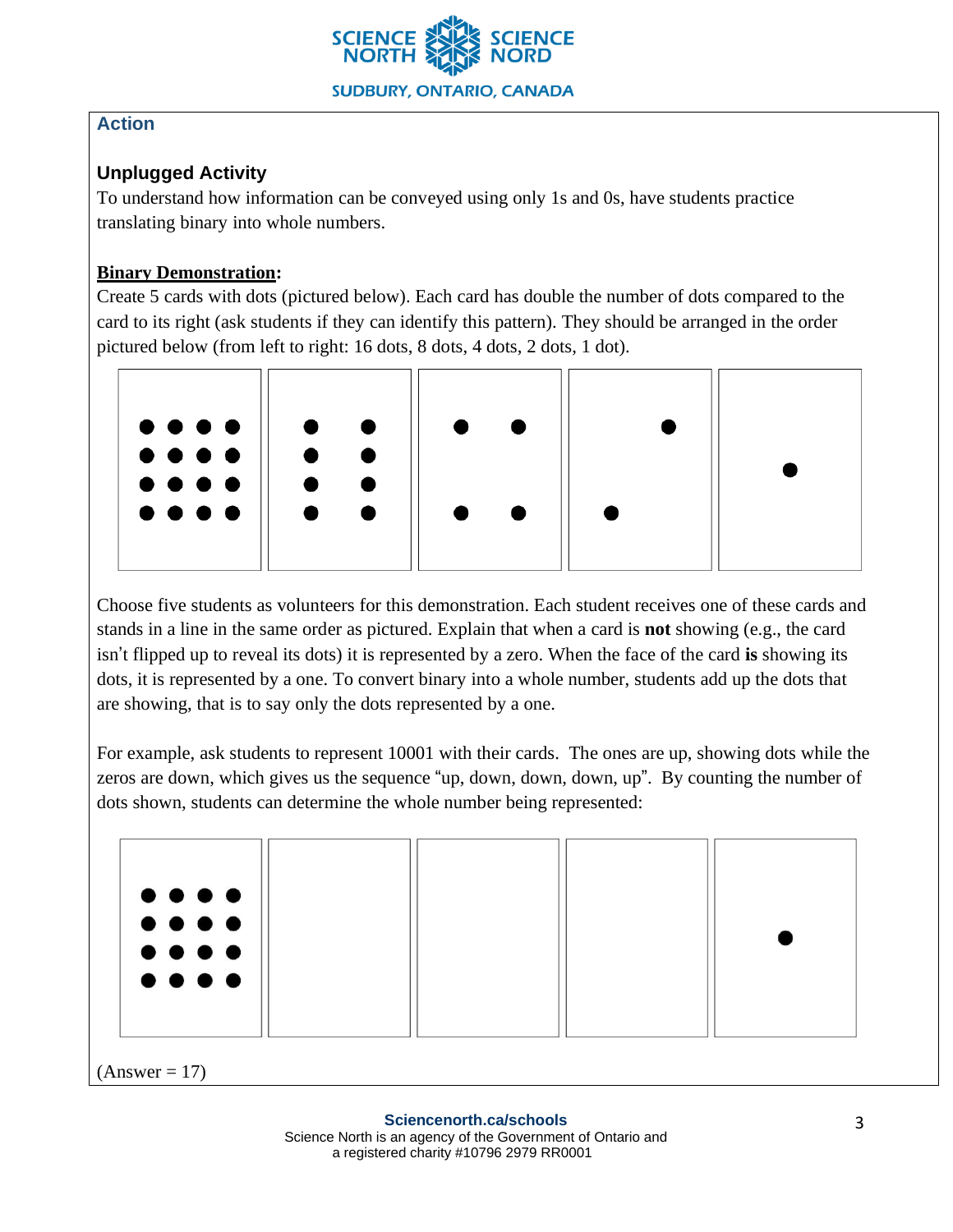## Action

### Unplugged Activity

To understand how information can be conveyed using only 1s and 0s, have students practice translating binary into whole numbers.

**Binary Demonstration:**

Create 5 cards with dots (pictured below). Each card has double the number of dots compared to the card to its right (ask students if they can identify this pattern). They should be arranged in the order pictured below (from left to right: 16 dots, 8 dots, 4 dots, 2 dots, 1 dot).

Choose five students as volunteers for this demonstration. Each student receives one of these cards and stands in a line in the same order as pictured. Explain that when a card is **not** showing (e.g., the card isn't flipped up to reveal its dots) it is represented by a zero. When the face of the card **is** showing its dots, it is represented by a one. To convert binary into a whole number, students add up the dots that are showing, that is to say only the dots represented by a one.

For example, ask students to represent 10001 with their cards. The ones are up, showing dots while the zeros are down, which gives us the sequence "up, down, down, down, up". By counting the number of dots shown, students can determine the whole number being represented:

(Answer = 17)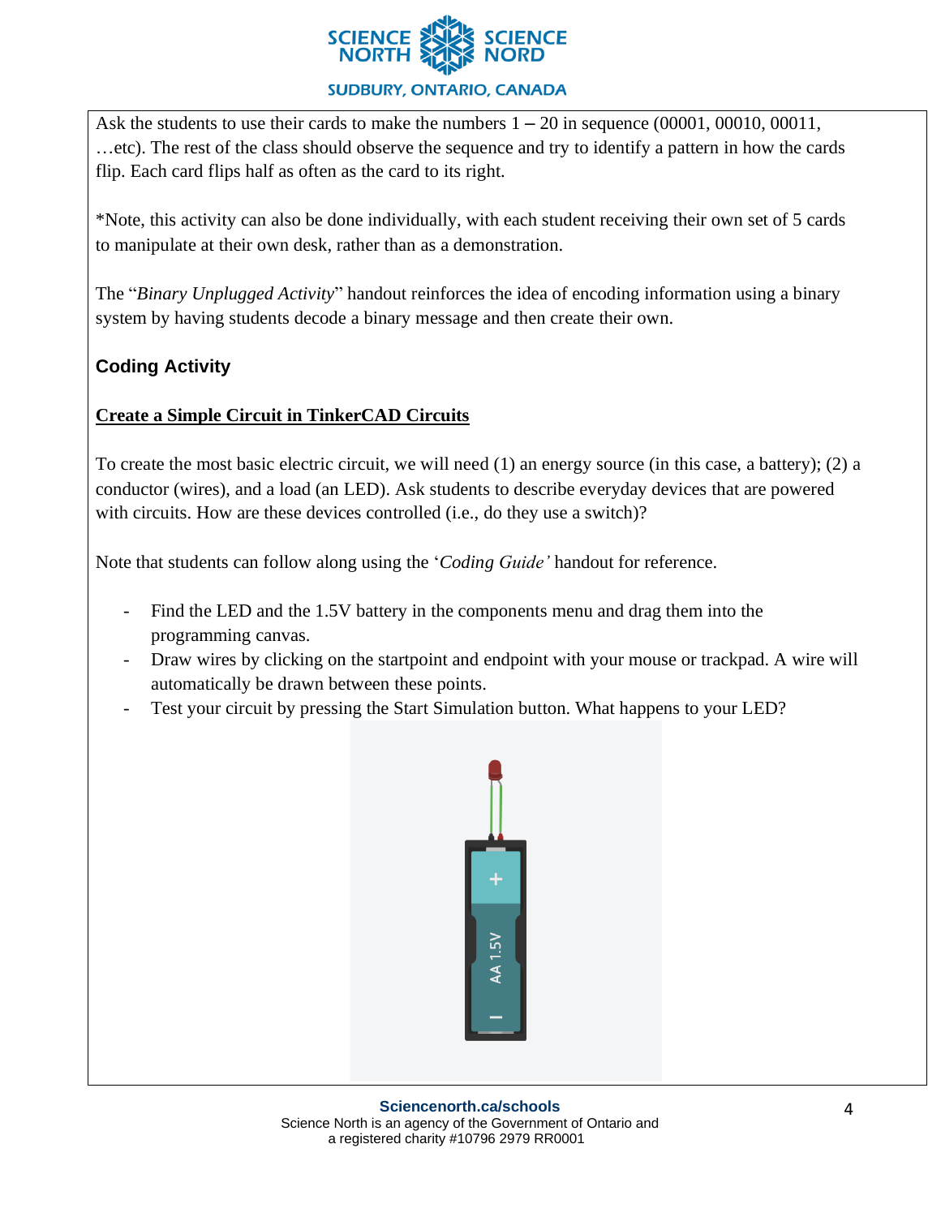Ask the students to use their cards to make the numbers 1 – 20 in sequence (00001, 00010, 00011, …etc). The rest of the class should observe the sequence and try to identify a pattern in how the cards flip. Each card flips half as often as the card to its right.

*Note, this activity can also be done individually, with each student receiving their own set of 5 cards to manipulate at their own desk, rather than as a demonstration.

The "*Binary Unplugged Activity*" handout reinforces the idea of encoding information using a binary system by having students decode a binary message and then create their own.

### Coding Activity

**Create a Simple Circuit in TinkerCAD Circuits**

To create the most basic electric circuit, we will need (1) an energy source (in this case, a battery); (2) a conductor (wires), and a load (an LED). Ask students to describe everyday devices that are powered with circuits. How are these devices controlled (i.e., do they use a switch)?

Note that students can follow along using the '*Coding Guide'* handout for reference.

- Find the LED and the 1.5V battery in the components menu and drag them into the programming canvas.
- Draw wires by clicking on the startpoint and endpoint with your mouse or trackpad. A wire will automatically be drawn between these points.
- Test your circuit by pressing the Start Simulation button. What happens to your LED?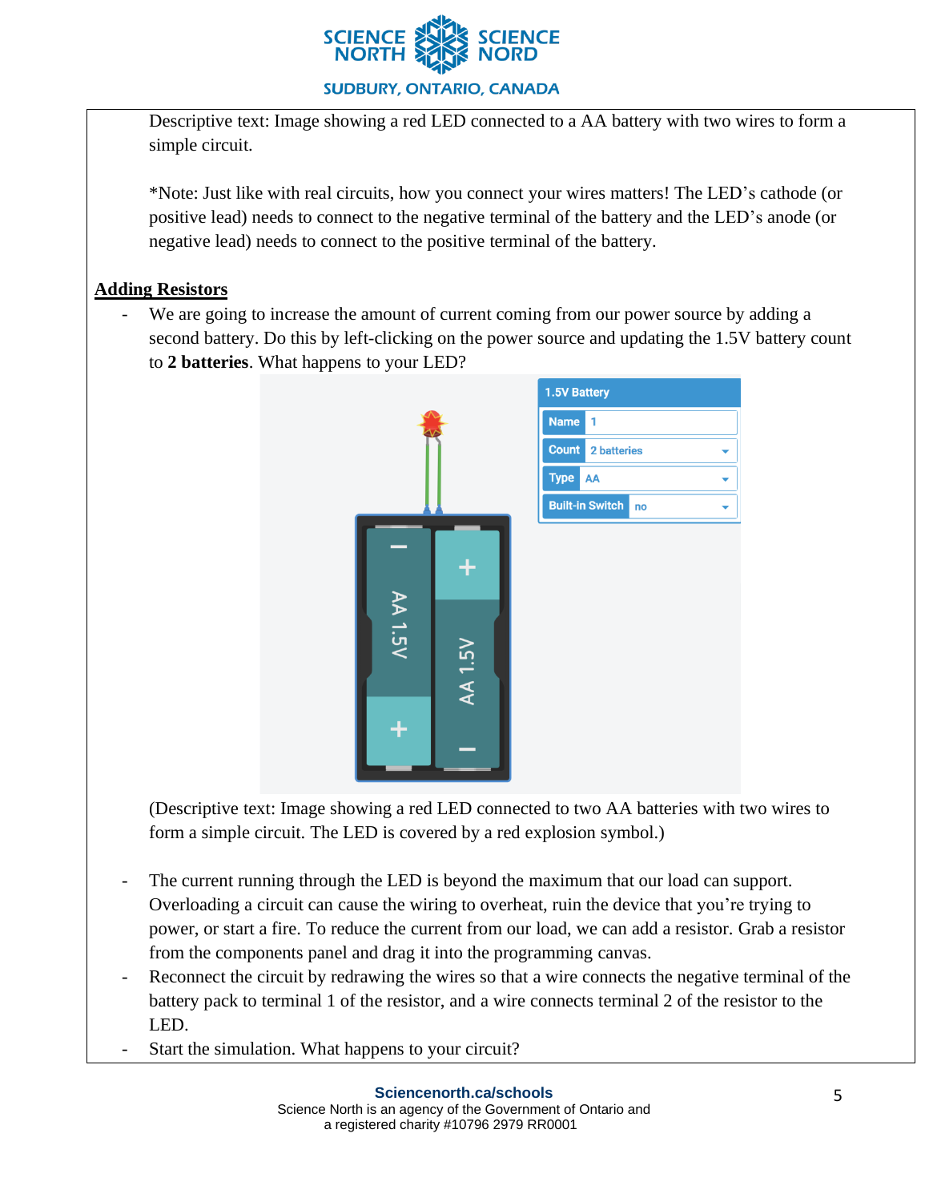Descriptive text: Image showing a red LED connected to a AA battery with two wires to form a simple circuit.

*Note: Just like with real circuits, how you connect your wires matters! The LED's cathode (or positive lead) needs to connect to the negative terminal of the battery and the LED's anode (or negative lead) needs to connect to the positive terminal of the battery.

## Adding Resistors

- We are going to increase the amount of current coming from our power source by adding a second battery. Do this by left-clicking on the power source and updating the 1.5V battery count to **2 batteries**. What happens to your LED?

(Descriptive text: Image showing a red LED connected to two AA batteries with two wires to form a simple circuit. The LED is covered by a red explosion symbol.)

- The current running through the LED is beyond the maximum that our load can support. Overloading a circuit can cause the wiring to overheat, ruin the device that you're trying to power, or start a fire. To reduce the current from our load, we can add a resistor. Grab a resistor from the components panel and drag it into the programming canvas.
- Reconnect the circuit by redrawing the wires so that a wire connects the negative terminal of the battery pack to terminal 1 of the resistor, and a wire connects terminal 2 of the resistor to the LED.
- Start the simulation. What happens to your circuit?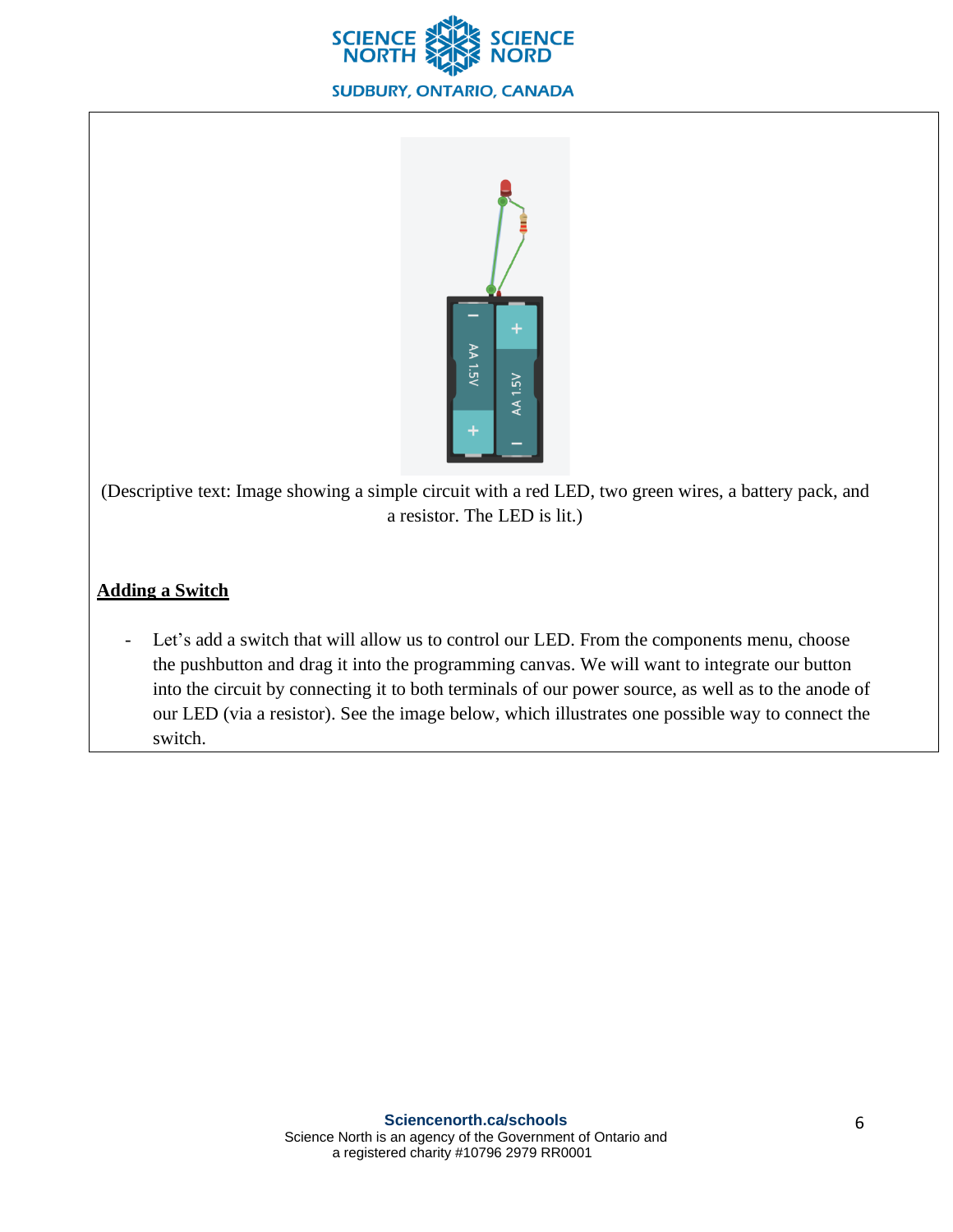(Descriptive text: Image showing a simple circuit with a red LED, two green wires, a battery pack, and a resistor. The LED is lit.)

## Adding a Switch

- Let's add a switch that will allow us to control our LED. From the components menu, choose the pushbutton and drag it into the programming canvas. We will want to integrate our button into the circuit by connecting it to both terminals of our power source, as well as to the anode of our LED (via a resistor). See the image below, which illustrates one possible way to connect the switch.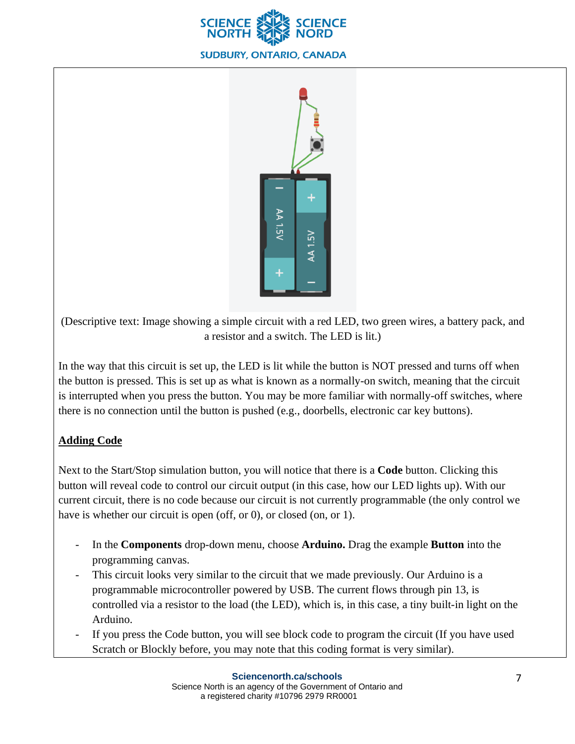(Descriptive text: Image showing a simple circuit with a red LED, two green wires, a battery pack, and a resistor and a switch. The LED is lit.)

In the way that this circuit is set up, the LED is lit while the button is NOT pressed and turns off when the button is pressed. This is set up as what is known as a normally-on switch, meaning that the circuit is interrupted when you press the button. You may be more familiar with normally-off switches, where there is no connection until the button is pushed (e.g., doorbells, electronic car key buttons).

## Adding Code

Next to the Start/Stop simulation button, you will notice that there is a **Code** button. Clicking this button will reveal code to control our circuit output (in this case, how our LED lights up). With our current circuit, there is no code because our circuit is not currently programmable (the only control we have is whether our circuit is open (off, or 0), or closed (on, or 1).

- In the **Components** drop-down menu, choose **Arduino.** Drag the example **Button** into the programming canvas.
- This circuit looks very similar to the circuit that we made previously. Our Arduino is a programmable microcontroller powered by USB. The current flows through pin 13, is controlled via a resistor to the load (the LED), which is, in this case, a tiny built-in light on the Arduino.
- If you press the Code button, you will see block code to program the circuit (If you have used Scratch or Blockly before, you may note that this coding format is very similar).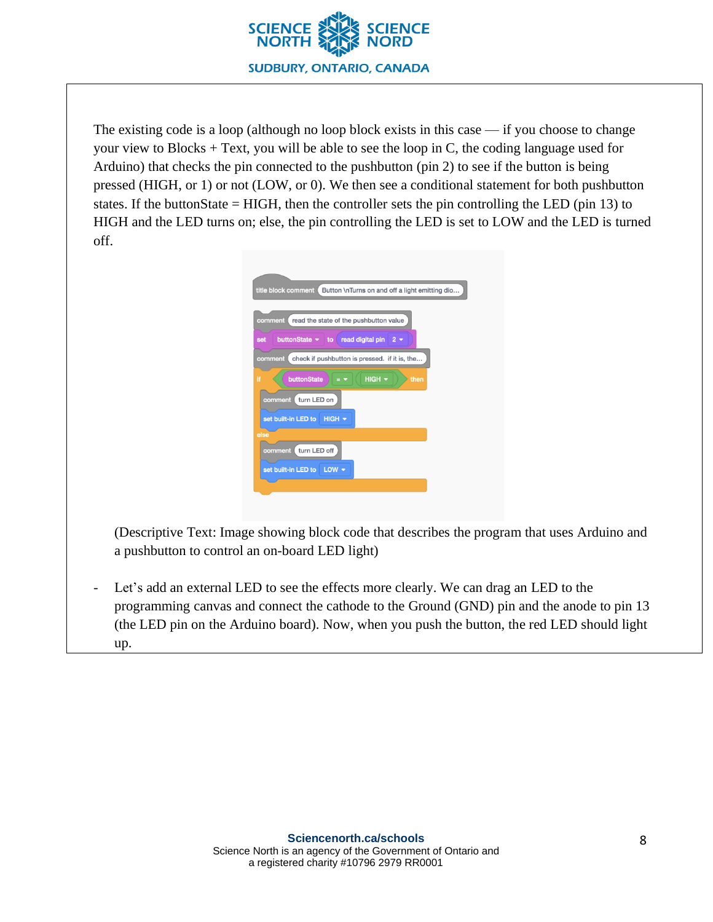The existing code is a loop (although no loop block exists in this case — if you choose to change your view to Blocks + Text, you will be able to see the loop in C, the coding language used for Arduino) that checks the pin connected to the pushbutton (pin 2) to see if the button is being pressed (HIGH, or 1) or not (LOW, or 0). We then see a conditional statement for both pushbutton states. If the buttonState = HIGH, then the controller sets the pin controlling the LED (pin 13) to HIGH and the LED turns on; else, the pin controlling the LED is set to LOW and the LED is turned off.

(Descriptive Text: Image showing block code that describes the program that uses Arduino and a pushbutton to control an on-board LED light)

- Let's add an external LED to see the effects more clearly. We can drag an LED to the programming canvas and connect the cathode to the Ground (GND) pin and the anode to pin 13 (the LED pin on the Arduino board). Now, when you push the button, the red LED should light up.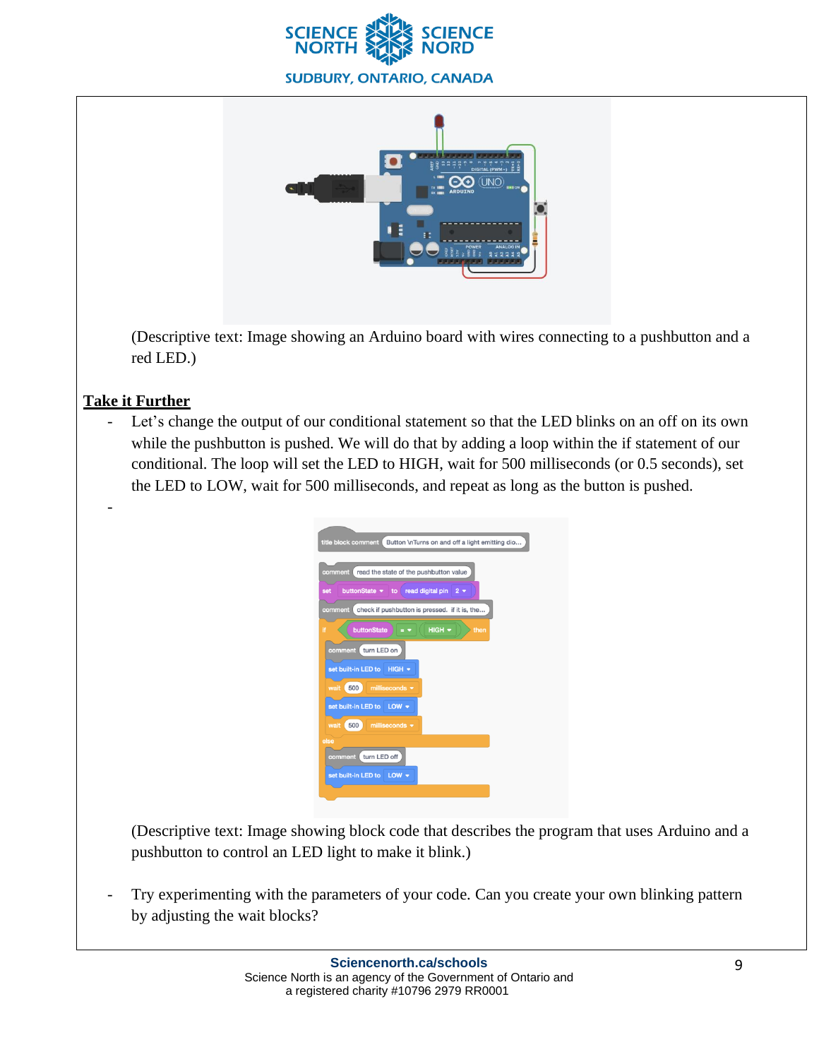(Descriptive text: Image showing an Arduino board with wires connecting to a pushbutton and a red LED.)

## Take it Further

- Let's change the output of our conditional statement so that the LED blinks on an off on its own while the pushbutton is pushed. We will do that by adding a loop within the if statement of our conditional. The loop will set the LED to HIGH, wait for 500 milliseconds (or 0.5 seconds), set the LED to LOW, wait for 500 milliseconds, and repeat as long as the button is pushed.
-

(Descriptive text: Image showing block code that describes the program that uses Arduino and a pushbutton to control an LED light to make it blink.)

- Try experimenting with the parameters of your code. Can you create your own blinking pattern by adjusting the wait blocks?

**Sciencenorth.ca/schools**
Science North is an agency of the Government of Ontario and a registered charity #10796 2979 RR0001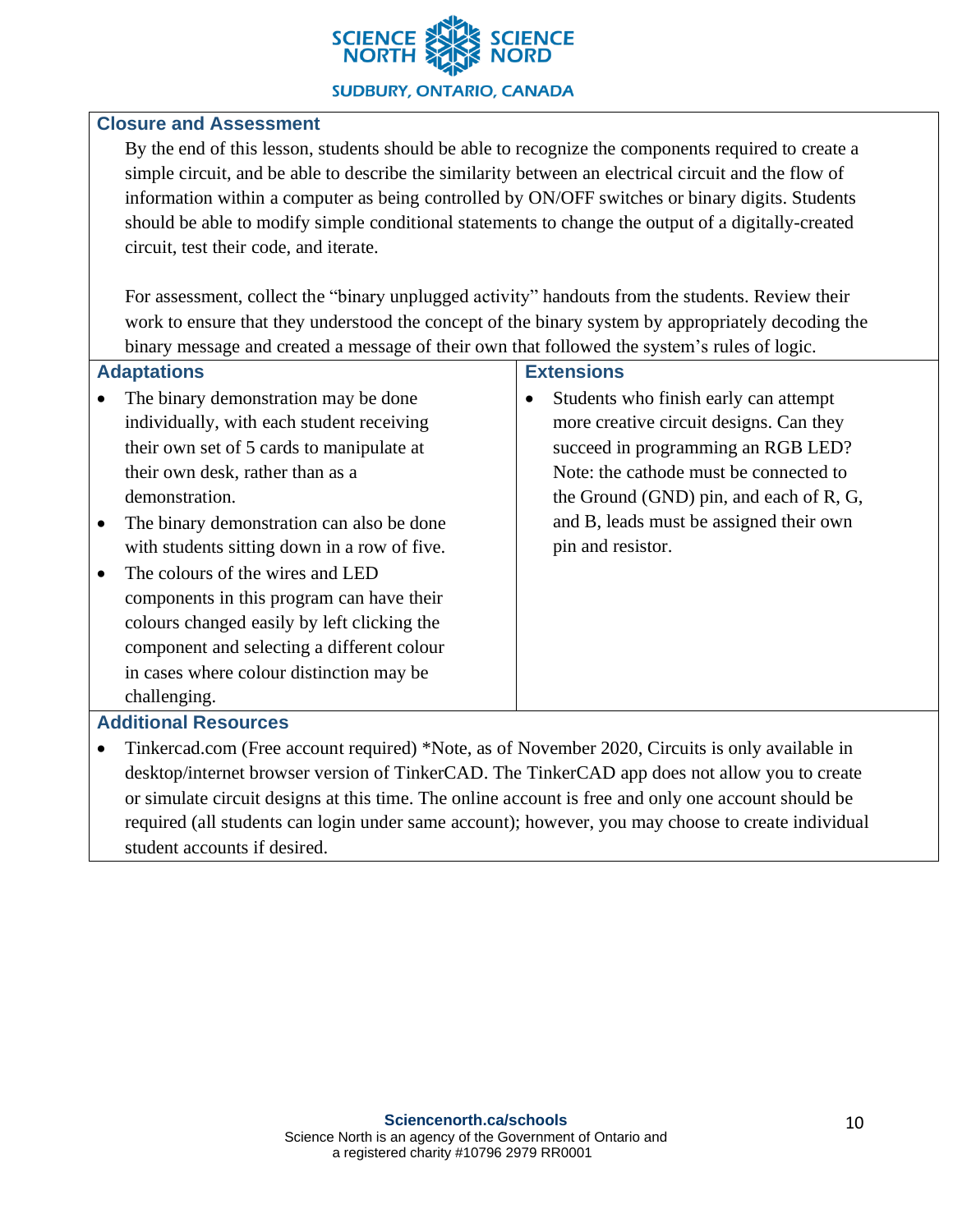## Closure and Assessment

By the end of this lesson, students should be able to recognize the components required to create a simple circuit, and be able to describe the similarity between an electrical circuit and the flow of information within a computer as being controlled by ON/OFF switches or binary digits. Students should be able to modify simple conditional statements to change the output of a digitally-created circuit, test their code, and iterate.

For assessment, collect the "binary unplugged activity" handouts from the students. Review their work to ensure that they understood the concept of the binary system by appropriately decoding the binary message and created a message of their own that followed the system's rules of logic.

## Adaptations

- The binary demonstration may be done individually, with each student receiving their own set of 5 cards to manipulate at their own desk, rather than as a demonstration.
- The binary demonstration can also be done with students sitting down in a row of five.
- The colours of the wires and LED components in this program can have their colours changed easily by left clicking the component and selecting a different colour in cases where colour distinction may be challenging.

## Extensions

- Students who finish early can attempt more creative circuit designs. Can they succeed in programming an RGB LED? Note: the cathode must be connected to the Ground (GND) pin, and each of R, G, and B, leads must be assigned their own pin and resistor.

## Additional Resources

- Tinkercad.com (Free account required) *Note, as of November 2020, Circuits is only available in desktop/internet browser version of TinkerCAD. The TinkerCAD app does not allow you to create or simulate circuit designs at this time. The online account is free and only one account should be required (all students can login under same account); however, you may choose to create individual student accounts if desired.